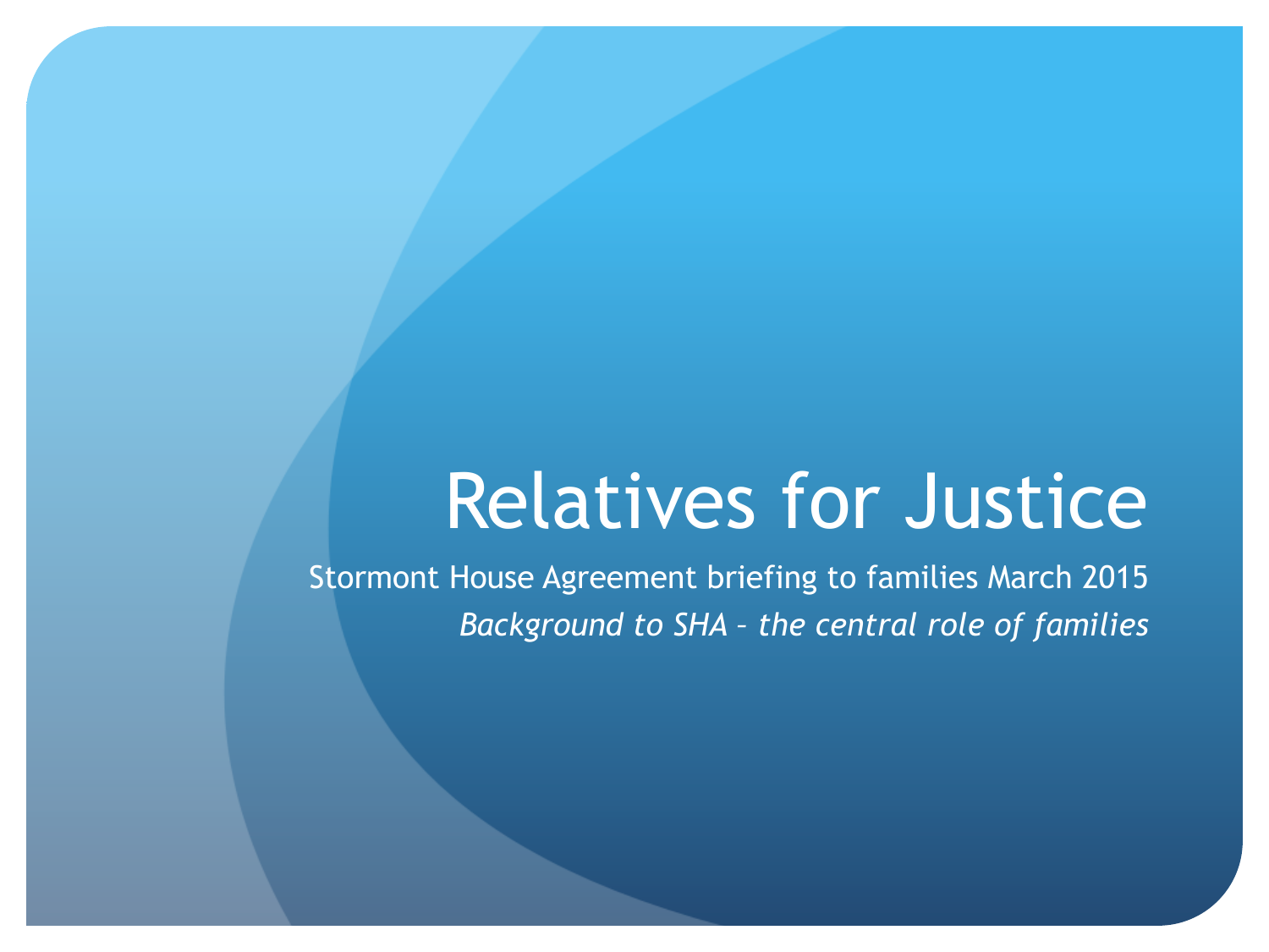# Relatives for Justice

Stormont House Agreement briefing to families March 2015

*Background to SHA – the central role of families*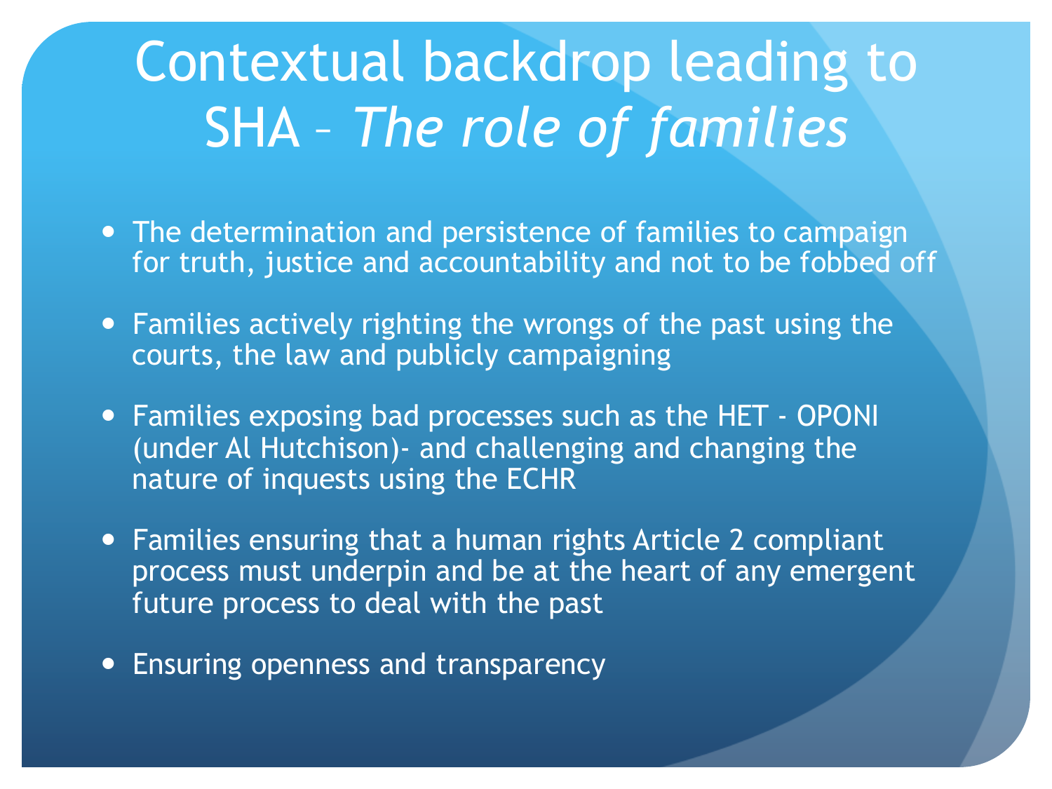# Contextual backdrop leading to SHA – *The role of families*

- The determination and persistence of families to campaign for truth, justice and accountability and not to be fobbed off
- Families actively righting the wrongs of the past using the courts, the law and publicly campaigning
- Families exposing bad processes such as the HET - OPONI (under Al Hutchison)- and challenging and changing the nature of inquests using the ECHR
- Families ensuring that a human rights Article 2 compliant process must underpin and be at the heart of any emergent future process to deal with the past
- Ensuring openness and transparency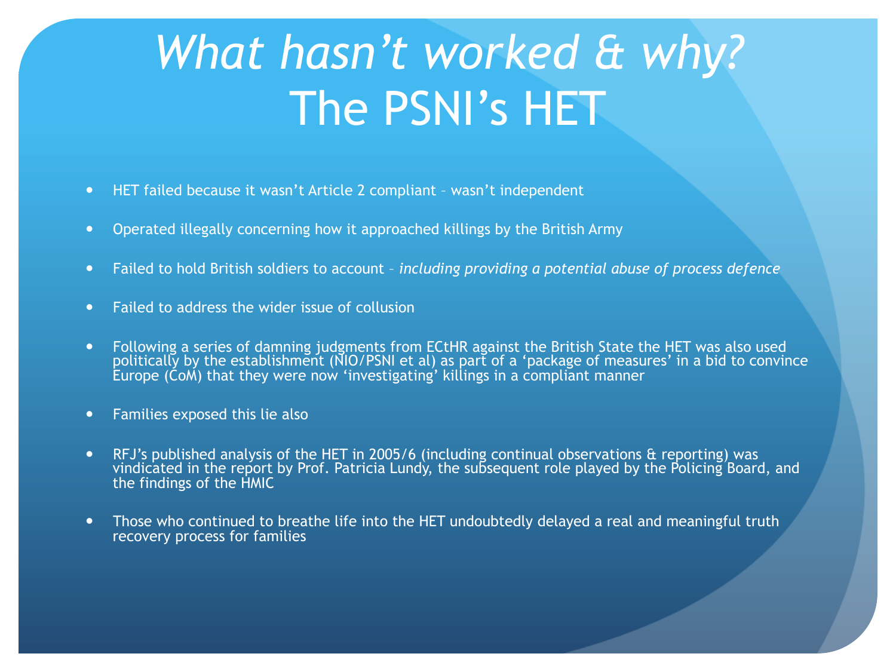# *What hasn't worked & why?* The PSNI's HET

- HET failed because it wasn't Article 2 compliant – wasn't independent
- Operated illegally concerning how it approached killings by the British Army
- Failed to hold British soldiers to account – *including providing a potential abuse of process defence*
- Failed to address the wider issue of collusion
- Following a series of damning judgments from ECtHR against the British State the HET was also used politically by the establishment (NIO/PSNI et al) as part of a 'package of measures' in a bid to convince Europe (CoM) that they were now 'investigating' killings in a compliant manner
- Families exposed this lie also
- RFJ's published analysis of the HET in 2005/6 (including continual observations & reporting) was vindicated in the report by Prof. Patricia Lundy, the subsequent role played by the Policing Board, and the findings of the HMIC
- Those who continued to breathe life into the HET undoubtedly delayed a real and meaningful truth recovery process for families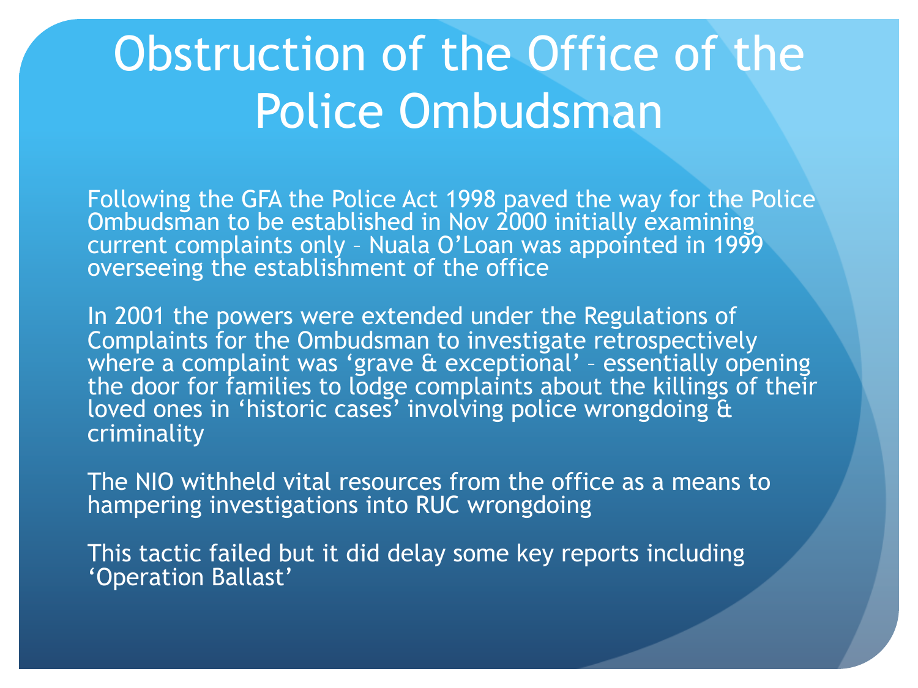# Obstruction of the Office of the Police Ombudsman

Following the GFA the Police Act 1998 paved the way for the Police Ombudsman to be established in Nov 2000 initially examining current complaints only – Nuala O'Loan was appointed in 1999 overseeing the establishment of the office

In 2001 the powers were extended under the Regulations of Complaints for the Ombudsman to investigate retrospectively where a complaint was 'grave & exceptional' – essentially opening the door for families to lodge complaints about the killings of their loved ones in 'historic cases' involving police wrongdoing & criminality

The NIO withheld vital resources from the office as a means to hampering investigations into RUC wrongdoing

This tactic failed but it did delay some key reports including 'Operation Ballast'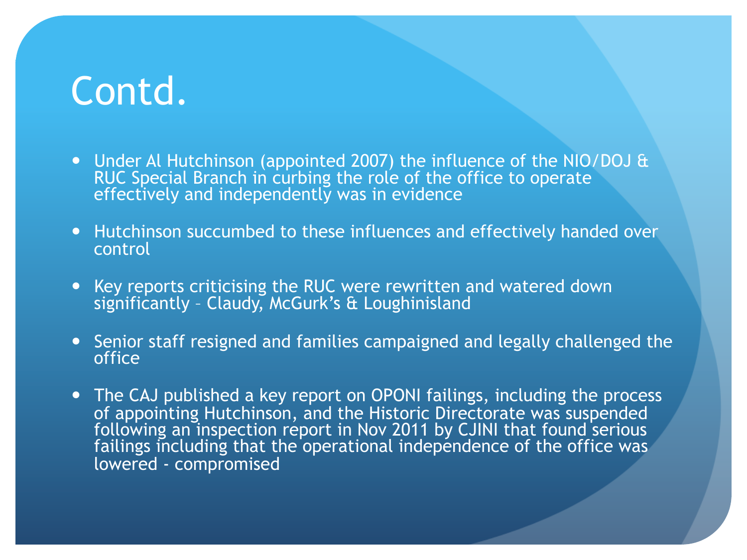# Contd.

- Under Al Hutchinson (appointed 2007) the influence of the NIO/DOJ & RUC Special Branch in curbing the role of the office to operate effectively and independently was in evidence
- Hutchinson succumbed to these influences and effectively handed over control
- Key reports criticising the RUC were rewritten and watered down significantly – Claudy, McGurk's & Loughinisland
- Senior staff resigned and families campaigned and legally challenged the office
- The CAJ published a key report on OPONI failings, including the process of appointing Hutchinson, and the Historic Directorate was suspended following an inspection report in Nov 2011 by CJINI that found serious failings including that the operational independence of the office was lowered - compromised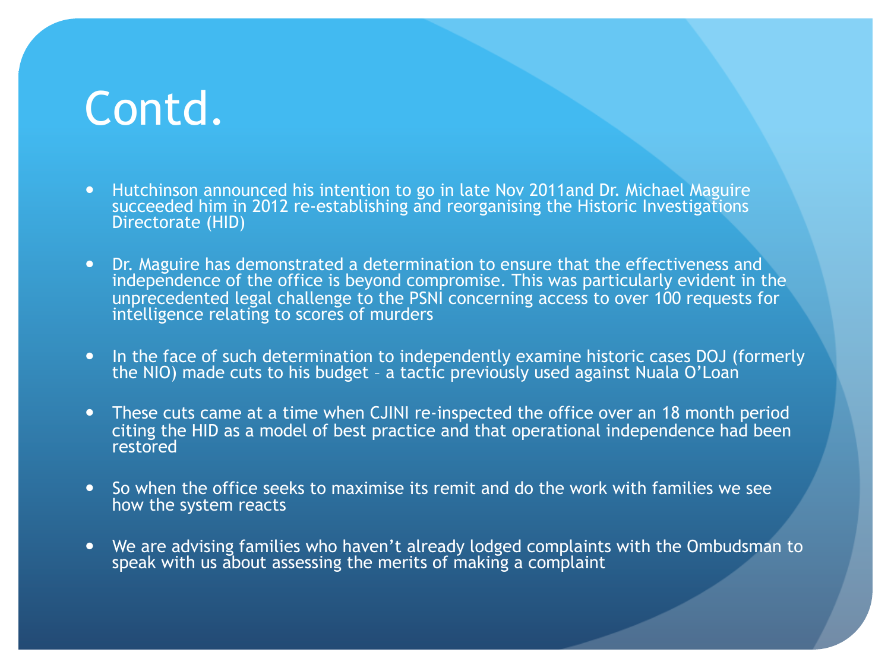# Contd.

- Hutchinson announced his intention to go in late Nov 2011and Dr. Michael Maguire succeeded him in 2012 re-establishing and reorganising the Historic Investigations Directorate (HID)
- Dr. Maguire has demonstrated a determination to ensure that the effectiveness and independence of the office is beyond compromise. This was particularly evident in the unprecedented legal challenge to the PSNI concerning access to over 100 requests for intelligence relating to scores of murders
- In the face of such determination to independently examine historic cases DOJ (formerly the NIO) made cuts to his budget – a tactic previously used against Nuala O'Loan
- These cuts came at a time when CJINI re-inspected the office over an 18 month period citing the HID as a model of best practice and that operational independence had been restored
- So when the office seeks to maximise its remit and do the work with families we see how the system reacts
- We are advising families who haven't already lodged complaints with the Ombudsman to speak with us about assessing the merits of making a complaint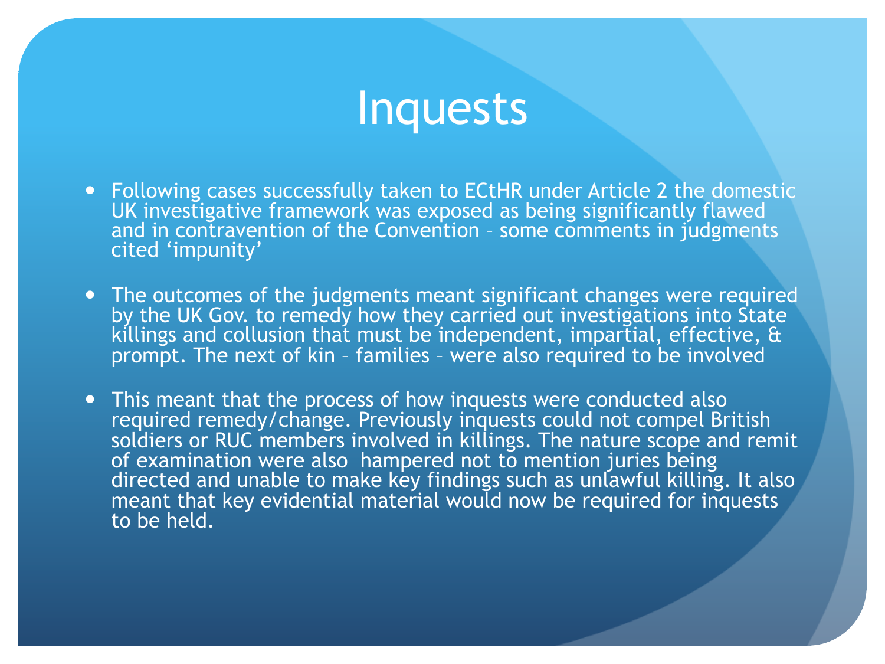# Inquests

- Following cases successfully taken to ECtHR under Article 2 the domestic UK investigative framework was exposed as being significantly flawed and in contravention of the Convention – some comments in judgments cited 'impunity'
- The outcomes of the judgments meant significant changes were required by the UK Gov. to remedy how they carried out investigations into State killings and collusion that must be independent, impartial, effective, & prompt. The next of kin – families – were also required to be involved
- This meant that the process of how inquests were conducted also required remedy/change. Previously inquests could not compel British soldiers or RUC members involved in killings. The nature scope and remit of examination were also hampered not to mention juries being directed and unable to make key findings such as unlawful killing. It also meant that key evidential material would now be required for inquests to be held.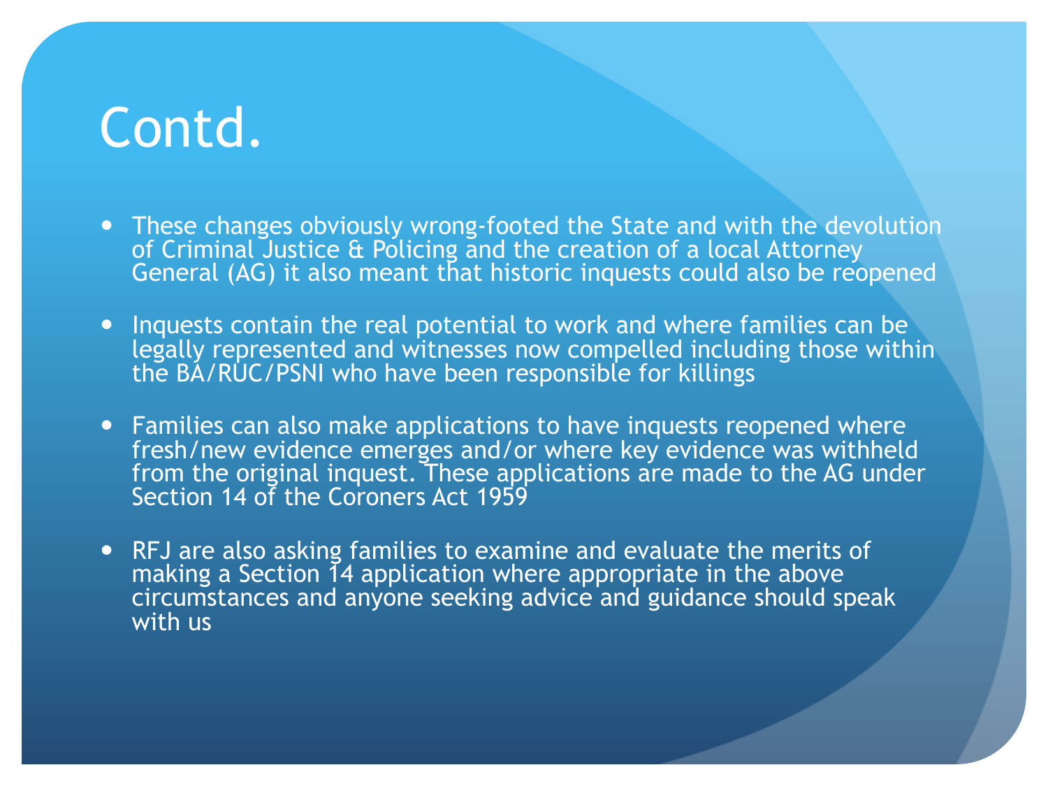# Contd.

- These changes obviously wrong-footed the State and with the devolution of Criminal Justice & Policing and the creation of a local Attorney General (AG) it also meant that historic inquests could also be reopened
- Inquests contain the real potential to work and where families can be legally represented and witnesses now compelled including those within the BA/RUC/PSNI who have been responsible for killings
- Families can also make applications to have inquests reopened where fresh/new evidence emerges and/or where key evidence was withheld from the original inquest. These applications are made to the AG under Section 14 of the Coroners Act 1959
- RFJ are also asking families to examine and evaluate the merits of making a Section 14 application where appropriate in the above circumstances and anyone seeking advice and guidance should speak with us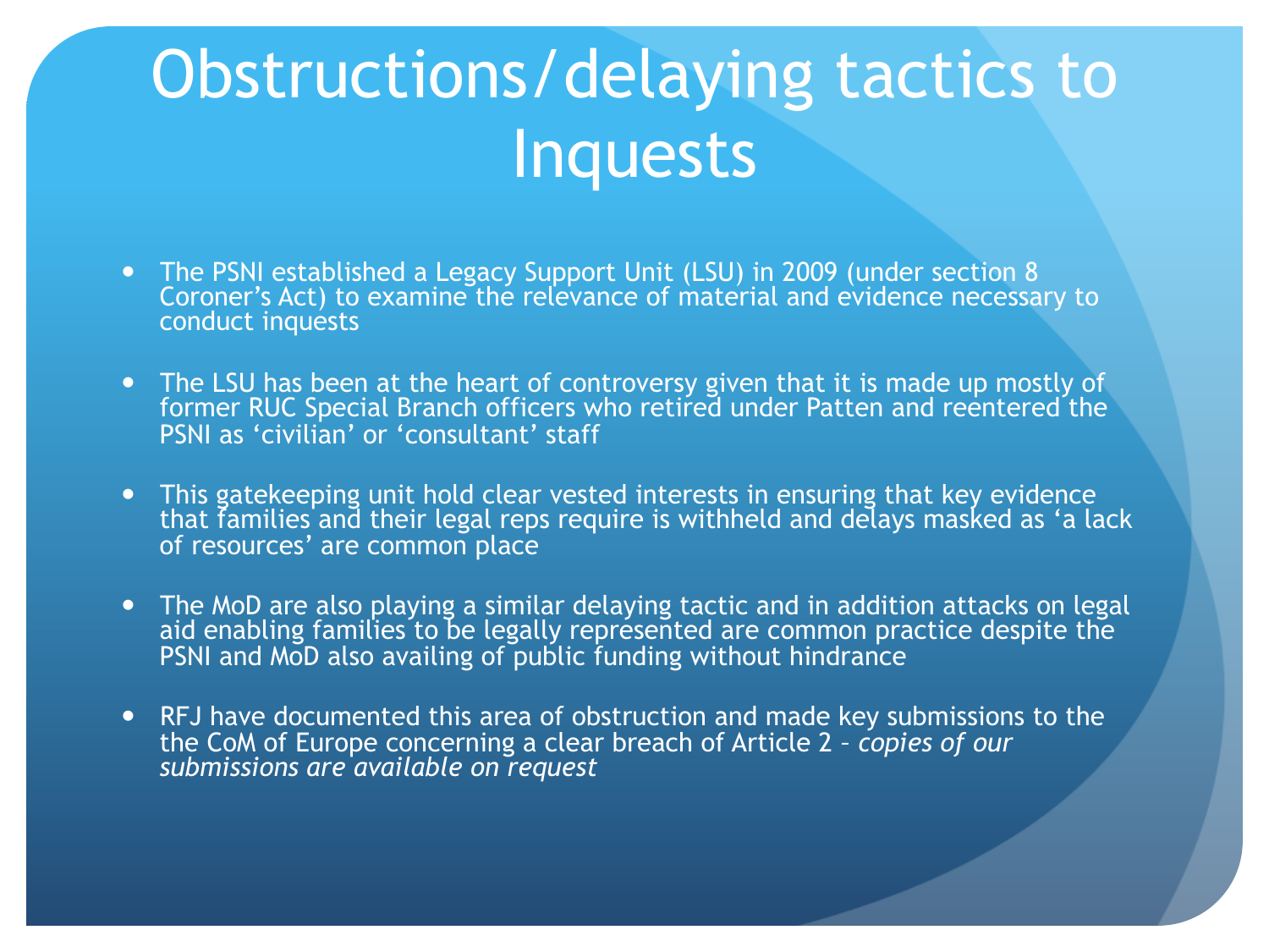# Obstructions/delaying tactics to Inquests

- The PSNI established a Legacy Support Unit (LSU) in 2009 (under section 8 Coroner's Act) to examine the relevance of material and evidence necessary to conduct inquests
- The LSU has been at the heart of controversy given that it is made up mostly of former RUC Special Branch officers who retired under Patten and reentered the PSNI as 'civilian' or 'consultant' staff
- This gatekeeping unit hold clear vested interests in ensuring that key evidence that families and their legal reps require is withheld and delays masked as 'a lack of resources' are common place
- The MoD are also playing a similar delaying tactic and in addition attacks on legal aid enabling families to be legally represented are common practice despite the PSNI and MoD also availing of public funding without hindrance
- RFJ have documented this area of obstruction and made key submissions to the the CoM of Europe concerning a clear breach of Article 2 – *copies of our submissions are available on request*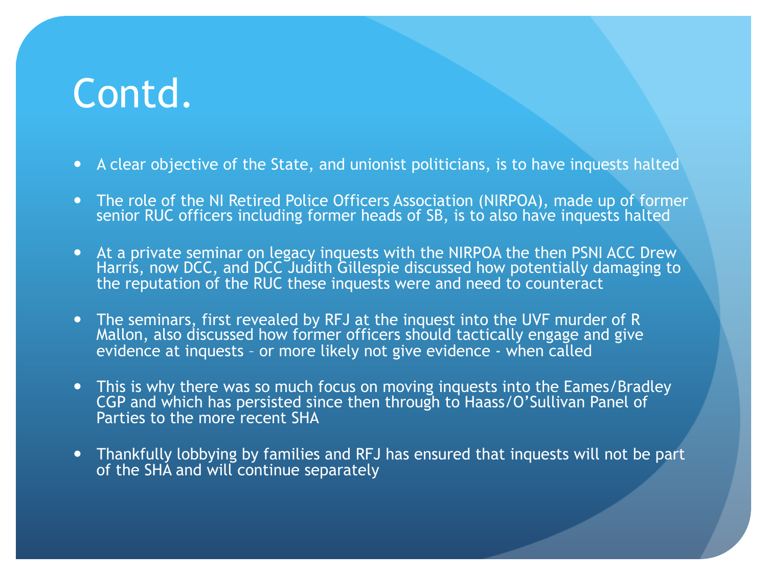# Contd.

- A clear objective of the State, and unionist politicians, is to have inquests halted
- The role of the NI Retired Police Officers Association (NIRPOA), made up of former senior RUC officers including former heads of SB, is to also have inquests halted
- At a private seminar on legacy inquests with the NIRPOA the then PSNI ACC Drew Harris, now DCC, and DCC Judith Gillespie discussed how potentially damaging to the reputation of the RUC these inquests were and need to counteract
- The seminars, first revealed by RFJ at the inquest into the UVF murder of R Mallon, also discussed how former officers should tactically engage and give evidence at inquests – or more likely not give evidence - when called
- This is why there was so much focus on moving inquests into the Eames/Bradley CGP and which has persisted since then through to Haass/O'Sullivan Panel of Parties to the more recent SHA
- Thankfully lobbying by families and RFJ has ensured that inquests will not be part of the SHA and will continue separately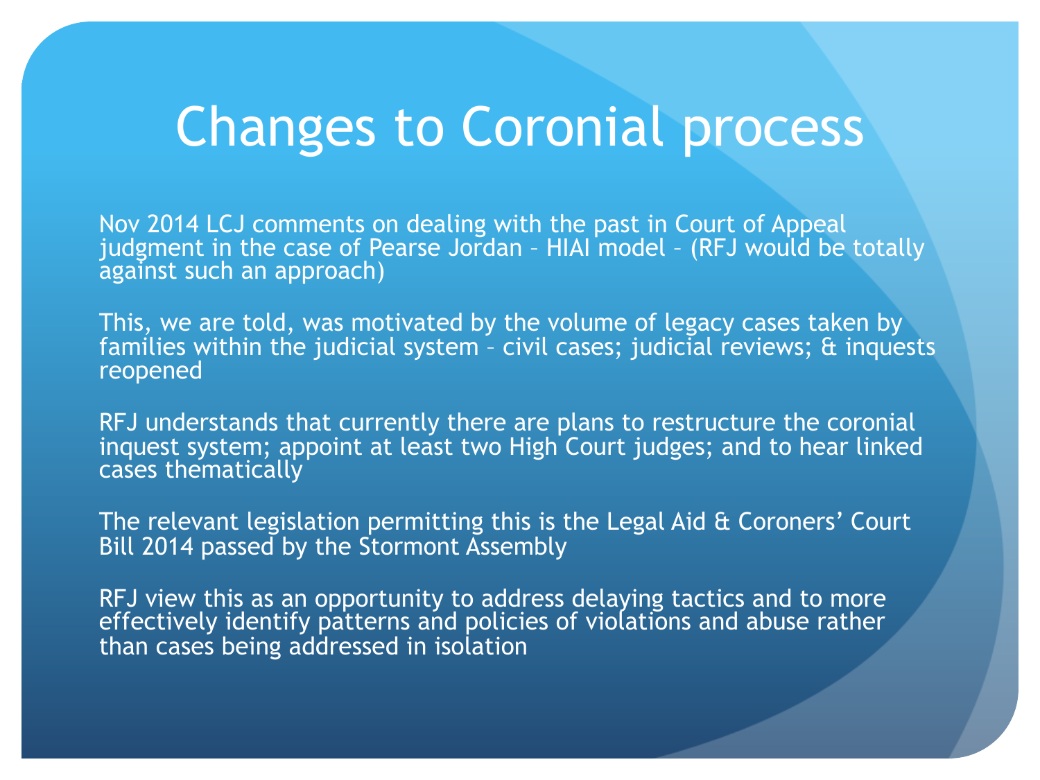# Changes to Coronial process

Nov 2014 LCJ comments on dealing with the past in Court of Appeal judgment in the case of Pearse Jordan – HIAI model – (RFJ would be totally against such an approach)

This, we are told, was motivated by the volume of legacy cases taken by families within the judicial system – civil cases; judicial reviews; & inquests reopened

RFJ understands that currently there are plans to restructure the coronial inquest system; appoint at least two High Court judges; and to hear linked cases thematically

The relevant legislation permitting this is the Legal Aid & Coroners' Court Bill 2014 passed by the Stormont Assembly

RFJ view this as an opportunity to address delaying tactics and to more effectively identify patterns and policies of violations and abuse rather than cases being addressed in isolation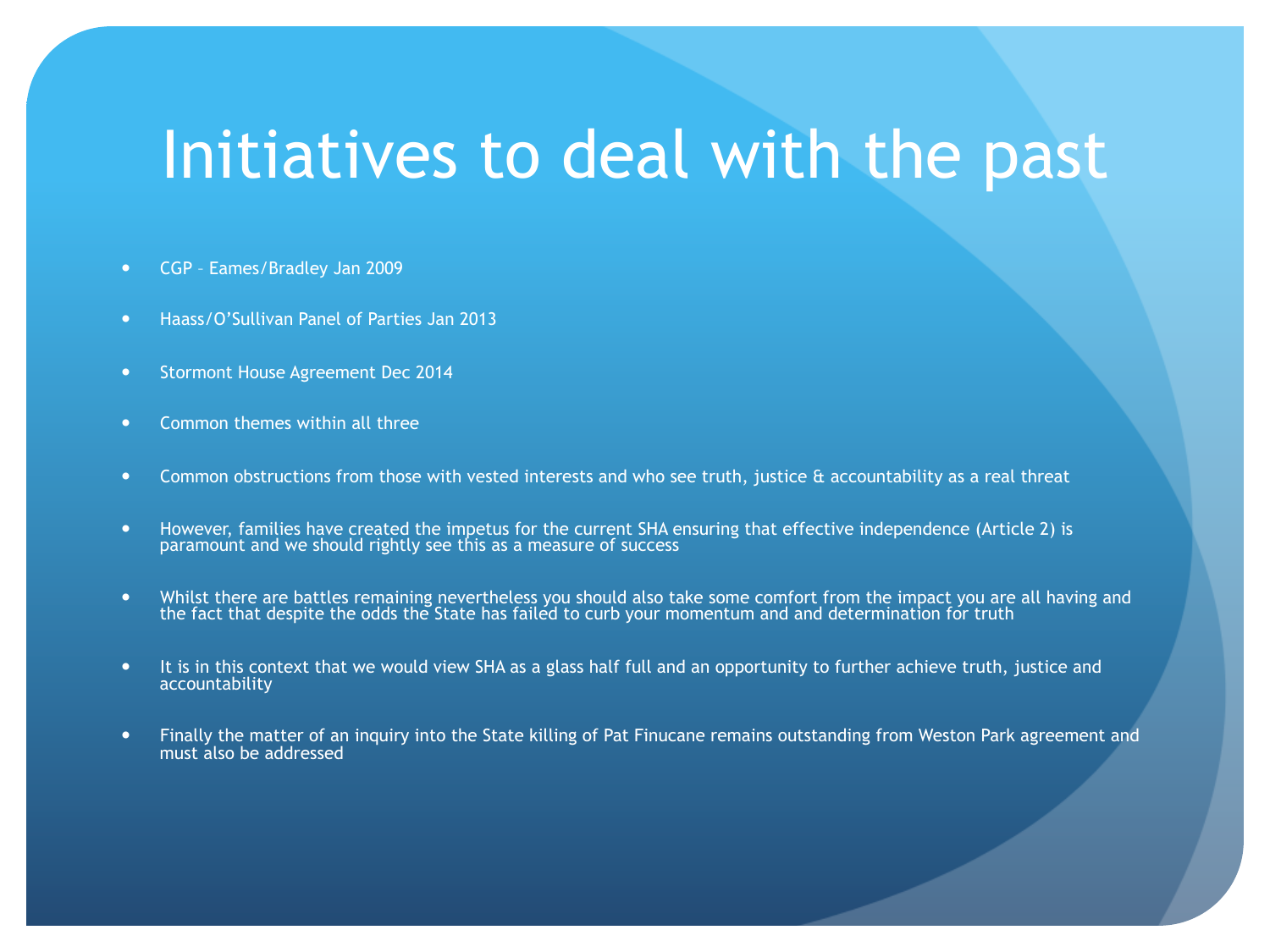# Initiatives to deal with the past

- CGP – Eames/Bradley Jan 2009
- Haass/O'Sullivan Panel of Parties Jan 2013
- Stormont House Agreement Dec 2014
- Common themes within all three
- Common obstructions from those with vested interests and who see truth, justice & accountability as a real threat
- However, families have created the impetus for the current SHA ensuring that effective independence (Article 2) is paramount and we should rightly see this as a measure of success
- Whilst there are battles remaining nevertheless you should also take some comfort from the impact you are all having and the fact that despite the odds the State has failed to curb your momentum and and determination for truth
- It is in this context that we would view SHA as a glass half full and an opportunity to further achieve truth, justice and accountability
- Finally the matter of an inquiry into the State killing of Pat Finucane remains outstanding from Weston Park agreement and must also be addressed